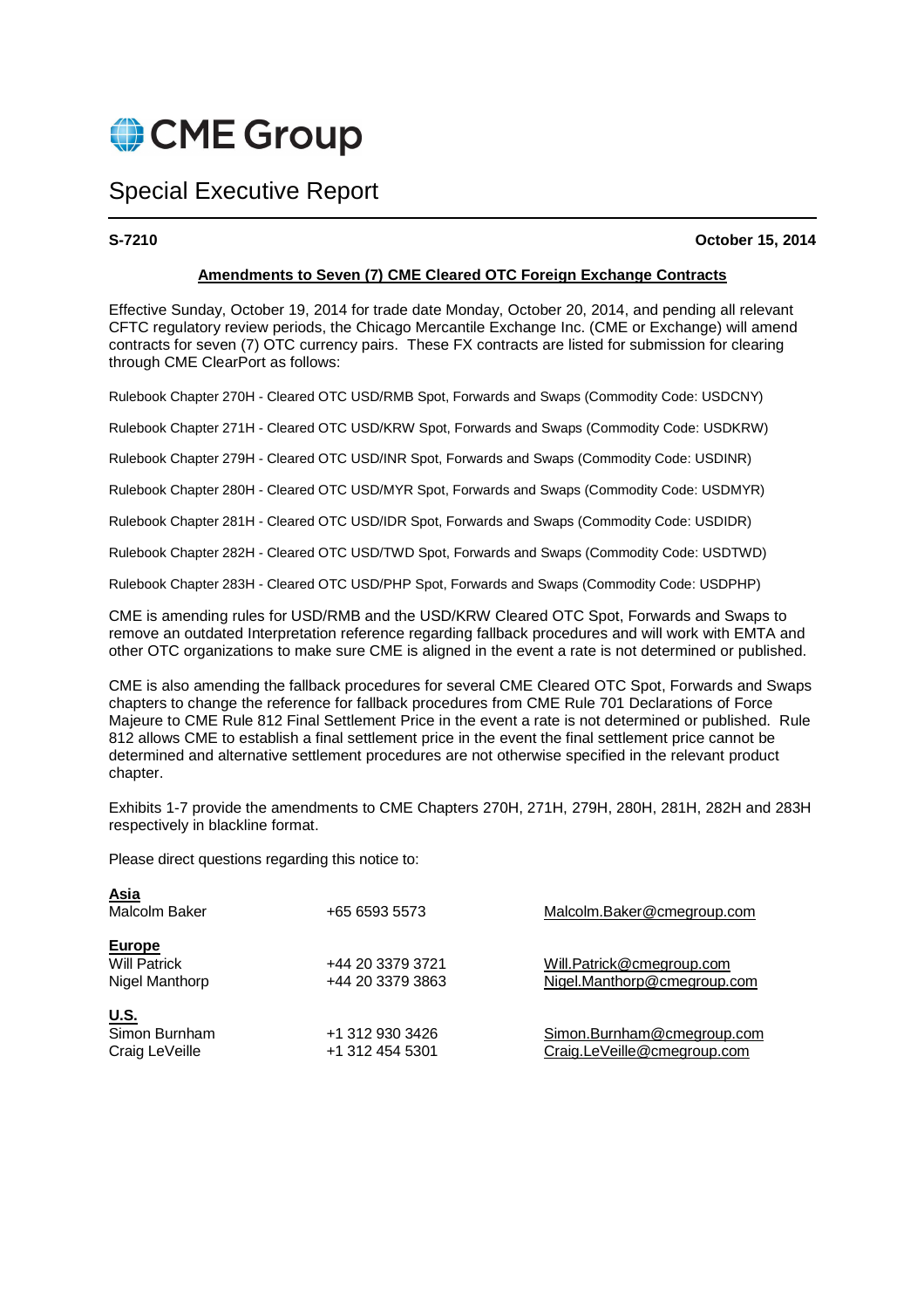# CME Group

## Special Executive Report

**S-7210** **October 15, 2014**

**Amendments to Seven (7) CME Cleared OTC Foreign Exchange Contracts**

Effective Sunday, October 19, 2014 for trade date Monday, October 20, 2014, and pending all relevant CFTC regulatory review periods, the Chicago Mercantile Exchange Inc. (CME or Exchange) will amend contracts for seven (7) OTC currency pairs. These FX contracts are listed for submission for clearing through CME ClearPort as follows:

Rulebook Chapter 270H - Cleared OTC USD/RMB Spot, Forwards and Swaps (Commodity Code: USDCNY)

Rulebook Chapter 271H - Cleared OTC USD/KRW Spot, Forwards and Swaps (Commodity Code: USDKRW)

Rulebook Chapter 279H - Cleared OTC USD/INR Spot, Forwards and Swaps (Commodity Code: USDINR)

Rulebook Chapter 280H - Cleared OTC USD/MYR Spot, Forwards and Swaps (Commodity Code: USDMYR)

Rulebook Chapter 281H - Cleared OTC USD/IDR Spot, Forwards and Swaps (Commodity Code: USDIDR)

Rulebook Chapter 282H - Cleared OTC USD/TWD Spot, Forwards and Swaps (Commodity Code: USDTWD)

Rulebook Chapter 283H - Cleared OTC USD/PHP Spot, Forwards and Swaps (Commodity Code: USDPHP)

CME is amending rules for USD/RMB and the USD/KRW Cleared OTC Spot, Forwards and Swaps to remove an outdated Interpretation reference regarding fallback procedures and will work with EMTA and other OTC organizations to make sure CME is aligned in the event a rate is not determined or published.

CME is also amending the fallback procedures for several CME Cleared OTC Spot, Forwards and Swaps chapters to change the reference for fallback procedures from CME Rule 701 Declarations of Force Majeure to CME Rule 812 Final Settlement Price in the event a rate is not determined or published. Rule 812 allows CME to establish a final settlement price in the event the final settlement price cannot be determined and alternative settlement procedures are not otherwise specified in the relevant product chapter.

Exhibits 1-7 provide the amendments to CME Chapters 270H, 271H, 279H, 280H, 281H, 282H and 283H respectively in blackline format.

Please direct questions regarding this notice to:

**Asia**

| | | |
|---|---|---|
| Malcolm Baker | +65 6593 5573 | Malcolm.Baker@cmegroup.com |

**Europe**

| | | |
|---|---|---|
| Will Patrick | +44 20 3379 3721 | Will.Patrick@cmegroup.com |
| Nigel Manthorp | +44 20 3379 3863 | Nigel.Manthorp@cmegroup.com |

**U.S.**

| | | |
|---|---|---|
| Simon Burnham | +1 312 930 3426 | Simon.Burnham@cmegroup.com |
| Craig LeVeille | +1 312 454 5301 | Craig.LeVeille@cmegroup.com |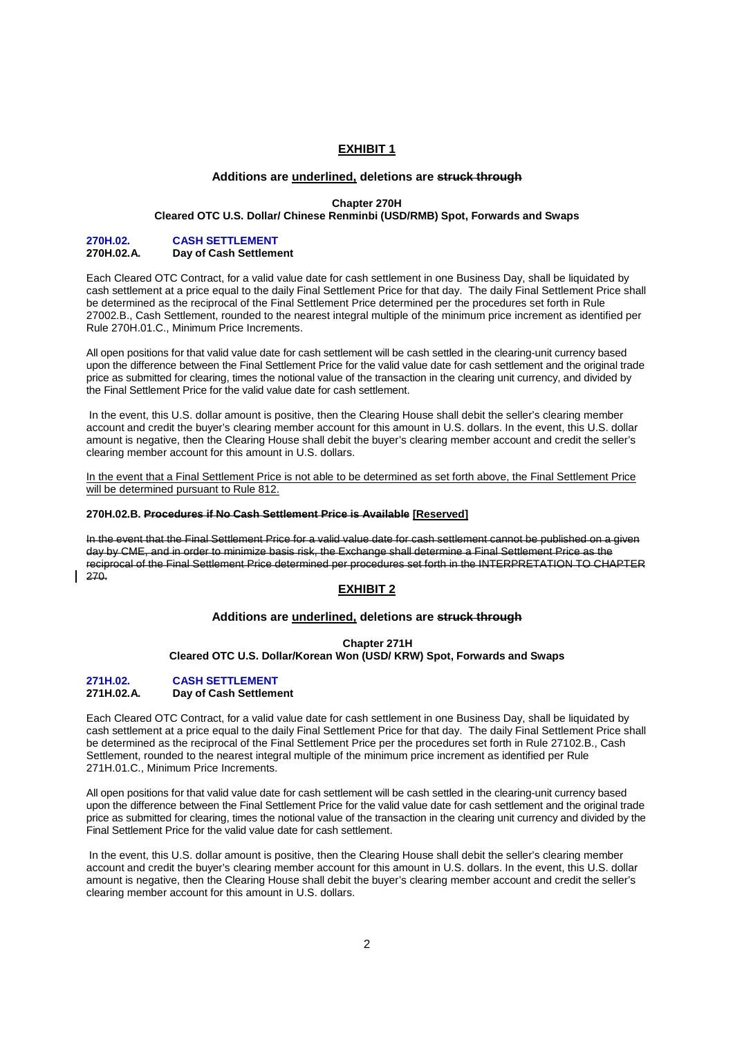## EXHIBIT 1

**Additions are <u>underlined</u>, deletions are ~~struck through~~**

**Chapter 270H**
**Cleared OTC U.S. Dollar/ Chinese Renminbi (USD/RMB) Spot, Forwards and Swaps**

### 270H.02. CASH SETTLEMENT
#### 270H.02.A. Day of Cash Settlement

Each Cleared OTC Contract, for a valid value date for cash settlement in one Business Day, shall be liquidated by cash settlement at a price equal to the daily Final Settlement Price for that day. The daily Final Settlement Price shall be determined as the reciprocal of the Final Settlement Price determined per the procedures set forth in Rule 27002.B., Cash Settlement, rounded to the nearest integral multiple of the minimum price increment as identified per Rule 270H.01.C., Minimum Price Increments.

All open positions for that valid value date for cash settlement will be cash settled in the clearing-unit currency based upon the difference between the Final Settlement Price for the valid value date for cash settlement and the original trade price as submitted for clearing, times the notional value of the transaction in the clearing unit currency, and divided by the Final Settlement Price for the valid value date for cash settlement.

In the event, this U.S. dollar amount is positive, then the Clearing House shall debit the seller's clearing member account and credit the buyer's clearing member account for this amount in U.S. dollars. In the event, this U.S. dollar amount is negative, then the Clearing House shall debit the buyer's clearing member account and credit the seller's clearing member account for this amount in U.S. dollars.

<u>In the event that a Final Settlement Price is not able to be determined as set forth above, the Final Settlement Price will be determined pursuant to Rule 812.</u>

**270H.02.B. ~~Procedures if No Cash Settlement Price is Available~~ <u>[Reserved]</u>**

~~In the event that the Final Settlement Price for a valid value date for cash settlement cannot be published on a given day by CME, and in order to minimize basis risk, the Exchange shall determine a Final Settlement Price as the reciprocal of the Final Settlement Price determined per procedures set forth in the INTERPRETATION TO CHAPTER 270.~~

## EXHIBIT 2

**Additions are <u>underlined</u>, deletions are ~~struck through~~**

**Chapter 271H**
**Cleared OTC U.S. Dollar/Korean Won (USD/ KRW) Spot, Forwards and Swaps**

### 271H.02. CASH SETTLEMENT
#### 271H.02.A. Day of Cash Settlement

Each Cleared OTC Contract, for a valid value date for cash settlement in one Business Day, shall be liquidated by cash settlement at a price equal to the daily Final Settlement Price for that day. The daily Final Settlement Price shall be determined as the reciprocal of the Final Settlement Price per the procedures set forth in Rule 27102.B., Cash Settlement, rounded to the nearest integral multiple of the minimum price increment as identified per Rule 271H.01.C., Minimum Price Increments.

All open positions for that valid value date for cash settlement will be cash settled in the clearing-unit currency based upon the difference between the Final Settlement Price for the valid value date for cash settlement and the original trade price as submitted for clearing, times the notional value of the transaction in the clearing unit currency and divided by the Final Settlement Price for the valid value date for cash settlement.

In the event, this U.S. dollar amount is positive, then the Clearing House shall debit the seller's clearing member account and credit the buyer's clearing member account for this amount in U.S. dollars. In the event, this U.S. dollar amount is negative, then the Clearing House shall debit the buyer's clearing member account and credit the seller's clearing member account for this amount in U.S. dollars.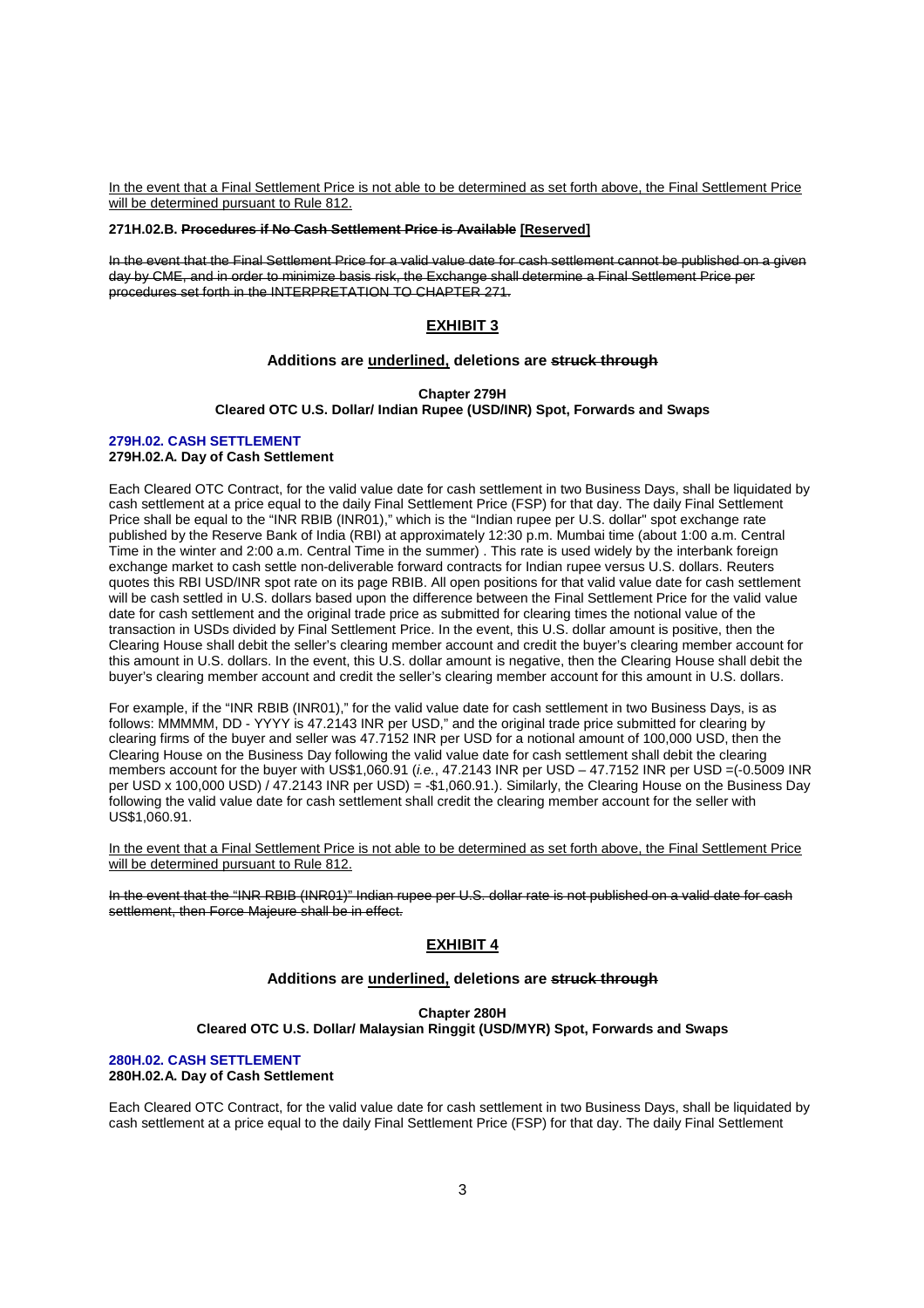<u>In the event that a Final Settlement Price is not able to be determined as set forth above, the Final Settlement Price will be determined pursuant to Rule 812.</u>

**271H.02.B. ~~Procedures if No Cash Settlement Price is Available~~ <u>[Reserved]</u>**

~~In the event that the Final Settlement Price for a valid value date for cash settlement cannot be published on a given day by CME, and in order to minimize basis risk, the Exchange shall determine a Final Settlement Price per procedures set forth in the INTERPRETATION TO CHAPTER 271.~~

## <u>EXHIBIT 3</u>

**Additions are <u>underlined,</u> deletions are ~~struck through~~**

**Chapter 279H**
**Cleared OTC U.S. Dollar/ Indian Rupee (USD/INR) Spot, Forwards and Swaps**

**279H.02. CASH SETTLEMENT**
**279H.02.A. Day of Cash Settlement**

Each Cleared OTC Contract, for the valid value date for cash settlement in two Business Days, shall be liquidated by cash settlement at a price equal to the daily Final Settlement Price (FSP) for that day. The daily Final Settlement Price shall be equal to the "INR RBIB (INR01)," which is the "Indian rupee per U.S. dollar" spot exchange rate published by the Reserve Bank of India (RBI) at approximately 12:30 p.m. Mumbai time (about 1:00 a.m. Central Time in the winter and 2:00 a.m. Central Time in the summer) . This rate is used widely by the interbank foreign exchange market to cash settle non-deliverable forward contracts for Indian rupee versus U.S. dollars. Reuters quotes this RBI USD/INR spot rate on its page RBIB. All open positions for that valid value date for cash settlement will be cash settled in U.S. dollars based upon the difference between the Final Settlement Price for the valid value date for cash settlement and the original trade price as submitted for clearing times the notional value of the transaction in USDs divided by Final Settlement Price. In the event, this U.S. dollar amount is positive, then the Clearing House shall debit the seller's clearing member account and credit the buyer's clearing member account for this amount in U.S. dollars. In the event, this U.S. dollar amount is negative, then the Clearing House shall debit the buyer's clearing member account and credit the seller's clearing member account for this amount in U.S. dollars.

For example, if the "INR RBIB (INR01)," for the valid value date for cash settlement in two Business Days, is as follows: MMMMM, DD - YYYY is 47.2143 INR per USD," and the original trade price submitted for clearing by clearing firms of the buyer and seller was 47.7152 INR per USD for a notional amount of 100,000 USD, then the Clearing House on the Business Day following the valid value date for cash settlement shall debit the clearing members account for the buyer with US$1,060.91 (*i.e.*, 47.2143 INR per USD – 47.7152 INR per USD =(-0.5009 INR per USD x 100,000 USD) / 47.2143 INR per USD) = -$1,060.91.). Similarly, the Clearing House on the Business Day following the valid value date for cash settlement shall credit the clearing member account for the seller with US$1,060.91.

<u>In the event that a Final Settlement Price is not able to be determined as set forth above, the Final Settlement Price will be determined pursuant to Rule 812.</u>

~~In the event that the "INR RBIB (INR01)" Indian rupee per U.S. dollar rate is not published on a valid date for cash settlement, then Force Majeure shall be in effect.~~

## <u>EXHIBIT 4</u>

**Additions are <u>underlined,</u> deletions are ~~struck through~~**

**Chapter 280H**
**Cleared OTC U.S. Dollar/ Malaysian Ringgit (USD/MYR) Spot, Forwards and Swaps**

**280H.02. CASH SETTLEMENT**
**280H.02.A. Day of Cash Settlement**

Each Cleared OTC Contract, for the valid value date for cash settlement in two Business Days, shall be liquidated by cash settlement at a price equal to the daily Final Settlement Price (FSP) for that day. The daily Final Settlement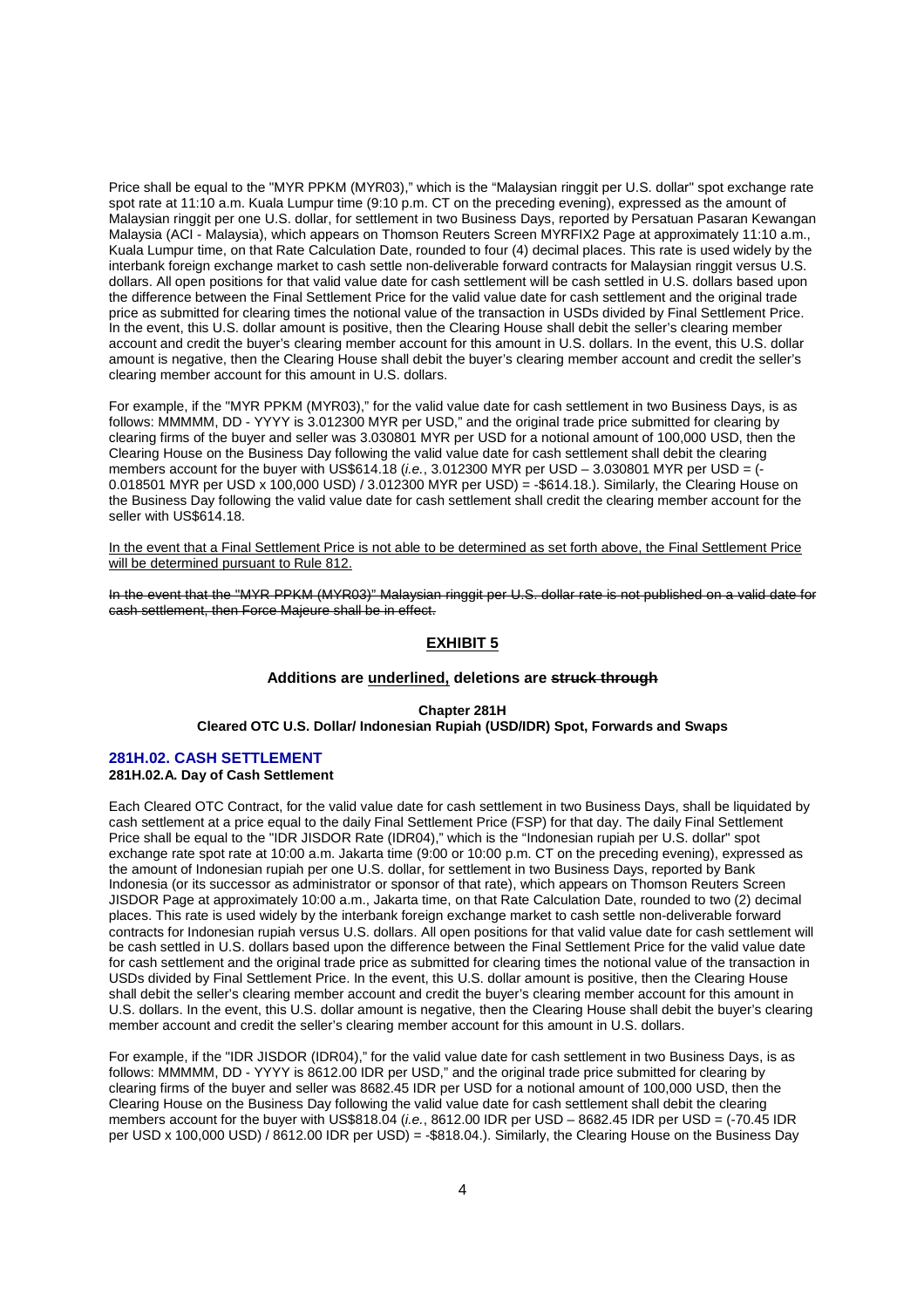Price shall be equal to the "MYR PPKM (MYR03)," which is the "Malaysian ringgit per U.S. dollar" spot exchange rate spot rate at 11:10 a.m. Kuala Lumpur time (9:10 p.m. CT on the preceding evening), expressed as the amount of Malaysian ringgit per one U.S. dollar, for settlement in two Business Days, reported by Persatuan Pasaran Kewangan Malaysia (ACI - Malaysia), which appears on Thomson Reuters Screen MYRFIX2 Page at approximately 11:10 a.m., Kuala Lumpur time, on that Rate Calculation Date, rounded to four (4) decimal places. This rate is used widely by the interbank foreign exchange market to cash settle non-deliverable forward contracts for Malaysian ringgit versus U.S. dollars. All open positions for that valid value date for cash settlement will be cash settled in U.S. dollars based upon the difference between the Final Settlement Price for the valid value date for cash settlement and the original trade price as submitted for clearing times the notional value of the transaction in USDs divided by Final Settlement Price. In the event, this U.S. dollar amount is positive, then the Clearing House shall debit the seller's clearing member account and credit the buyer's clearing member account for this amount in U.S. dollars. In the event, this U.S. dollar amount is negative, then the Clearing House shall debit the buyer's clearing member account and credit the seller's clearing member account for this amount in U.S. dollars.

For example, if the "MYR PPKM (MYR03)," for the valid value date for cash settlement in two Business Days, is as follows: MMMMM, DD - YYYY is 3.012300 MYR per USD," and the original trade price submitted for clearing by clearing firms of the buyer and seller was 3.030801 MYR per USD for a notional amount of 100,000 USD, then the Clearing House on the Business Day following the valid value date for cash settlement shall debit the clearing members account for the buyer with US$614.18 (*i.e.*, 3.012300 MYR per USD – 3.030801 MYR per USD = (-0.018501 MYR per USD x 100,000 USD) / 3.012300 MYR per USD) = -$614.18.). Similarly, the Clearing House on the Business Day following the valid value date for cash settlement shall credit the clearing member account for the seller with US$614.18.

<u>In the event that a Final Settlement Price is not able to be determined as set forth above, the Final Settlement Price will be determined pursuant to Rule 812.</u>

~~In the event that the "MYR PPKM (MYR03)" Malaysian ringgit per U.S. dollar rate is not published on a valid date for cash settlement, then Force Majeure shall be in effect.~~

## EXHIBIT 5

**Additions are <u>underlined</u>, deletions are ~~struck through~~**

**Chapter 281H**
**Cleared OTC U.S. Dollar/ Indonesian Rupiah (USD/IDR) Spot, Forwards and Swaps**

### 281H.02. CASH SETTLEMENT

#### 281H.02.A. Day of Cash Settlement

Each Cleared OTC Contract, for the valid value date for cash settlement in two Business Days, shall be liquidated by cash settlement at a price equal to the daily Final Settlement Price (FSP) for that day. The daily Final Settlement Price shall be equal to the "IDR JISDOR Rate (IDR04)," which is the "Indonesian rupiah per U.S. dollar" spot exchange rate spot rate at 10:00 a.m. Jakarta time (9:00 or 10:00 p.m. CT on the preceding evening), expressed as the amount of Indonesian rupiah per one U.S. dollar, for settlement in two Business Days, reported by Bank Indonesia (or its successor as administrator or sponsor of that rate), which appears on Thomson Reuters Screen JISDOR Page at approximately 10:00 a.m., Jakarta time, on that Rate Calculation Date, rounded to two (2) decimal places. This rate is used widely by the interbank foreign exchange market to cash settle non-deliverable forward contracts for Indonesian rupiah versus U.S. dollars. All open positions for that valid value date for cash settlement will be cash settled in U.S. dollars based upon the difference between the Final Settlement Price for the valid value date for cash settlement and the original trade price as submitted for clearing times the notional value of the transaction in USDs divided by Final Settlement Price. In the event, this U.S. dollar amount is positive, then the Clearing House shall debit the seller's clearing member account and credit the buyer's clearing member account for this amount in U.S. dollars. In the event, this U.S. dollar amount is negative, then the Clearing House shall debit the buyer's clearing member account and credit the seller's clearing member account for this amount in U.S. dollars.

For example, if the "IDR JISDOR (IDR04)," for the valid value date for cash settlement in two Business Days, is as follows: MMMMM, DD - YYYY is 8612.00 IDR per USD," and the original trade price submitted for clearing by clearing firms of the buyer and seller was 8682.45 IDR per USD for a notional amount of 100,000 USD, then the Clearing House on the Business Day following the valid value date for cash settlement shall debit the clearing members account for the buyer with US$818.04 (*i.e.*, 8612.00 IDR per USD – 8682.45 IDR per USD = (-70.45 IDR per USD x 100,000 USD) / 8612.00 IDR per USD) = -$818.04.). Similarly, the Clearing House on the Business Day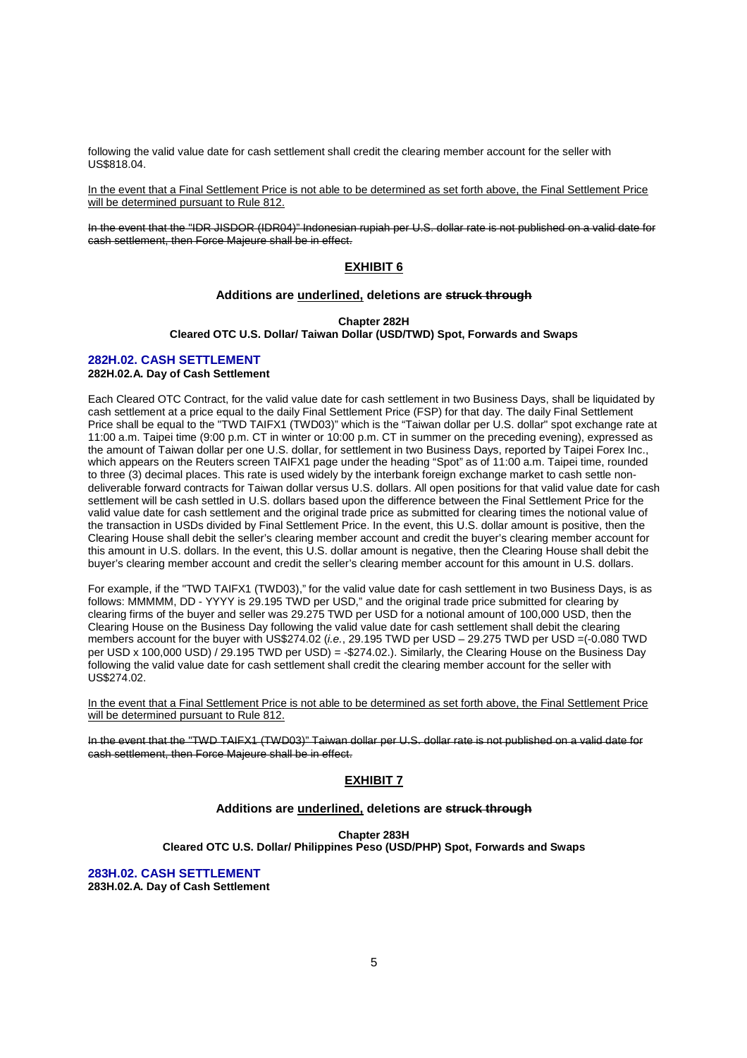following the valid value date for cash settlement shall credit the clearing member account for the seller with US$818.04.

<u>In the event that a Final Settlement Price is not able to be determined as set forth above, the Final Settlement Price will be determined pursuant to Rule 812.</u>

~~In the event that the "IDR JISDOR (IDR04)" Indonesian rupiah per U.S. dollar rate is not published on a valid date for cash settlement, then Force Majeure shall be in effect.~~

## EXHIBIT 6

**Additions are <u>underlined,</u> deletions are ~~struck through~~**

**Chapter 282H**
**Cleared OTC U.S. Dollar/ Taiwan Dollar (USD/TWD) Spot, Forwards and Swaps**

### 282H.02. CASH SETTLEMENT

**282H.02.A. Day of Cash Settlement**

Each Cleared OTC Contract, for the valid value date for cash settlement in two Business Days, shall be liquidated by cash settlement at a price equal to the daily Final Settlement Price (FSP) for that day. The daily Final Settlement Price shall be equal to the "TWD TAIFX1 (TWD03)" which is the "Taiwan dollar per U.S. dollar" spot exchange rate at 11:00 a.m. Taipei time (9:00 p.m. CT in winter or 10:00 p.m. CT in summer on the preceding evening), expressed as the amount of Taiwan dollar per one U.S. dollar, for settlement in two Business Days, reported by Taipei Forex Inc., which appears on the Reuters screen TAIFX1 page under the heading "Spot" as of 11:00 a.m. Taipei time, rounded to three (3) decimal places. This rate is used widely by the interbank foreign exchange market to cash settle non-deliverable forward contracts for Taiwan dollar versus U.S. dollars. All open positions for that valid value date for cash settlement will be cash settled in U.S. dollars based upon the difference between the Final Settlement Price for the valid value date for cash settlement and the original trade price as submitted for clearing times the notional value of the transaction in USDs divided by Final Settlement Price. In the event, this U.S. dollar amount is positive, then the Clearing House shall debit the seller's clearing member account and credit the buyer's clearing member account for this amount in U.S. dollars. In the event, this U.S. dollar amount is negative, then the Clearing House shall debit the buyer's clearing member account and credit the seller's clearing member account for this amount in U.S. dollars.

For example, if the "TWD TAIFX1 (TWD03)," for the valid value date for cash settlement in two Business Days, is as follows: MMMMM, DD - YYYY is 29.195 TWD per USD," and the original trade price submitted for clearing by clearing firms of the buyer and seller was 29.275 TWD per USD for a notional amount of 100,000 USD, then the Clearing House on the Business Day following the valid value date for cash settlement shall debit the clearing members account for the buyer with US$274.02 (*i.e.*, 29.195 TWD per USD – 29.275 TWD per USD =(-0.080 TWD per USD x 100,000 USD) / 29.195 TWD per USD) = -$274.02.). Similarly, the Clearing House on the Business Day following the valid value date for cash settlement shall credit the clearing member account for the seller with US$274.02.

<u>In the event that a Final Settlement Price is not able to be determined as set forth above, the Final Settlement Price will be determined pursuant to Rule 812.</u>

~~In the event that the "TWD TAIFX1 (TWD03)" Taiwan dollar per U.S. dollar rate is not published on a valid date for cash settlement, then Force Majeure shall be in effect.~~

## EXHIBIT 7

**Additions are <u>underlined,</u> deletions are ~~struck through~~**

**Chapter 283H**
**Cleared OTC U.S. Dollar/ Philippines Peso (USD/PHP) Spot, Forwards and Swaps**

### 283H.02. CASH SETTLEMENT

**283H.02.A. Day of Cash Settlement**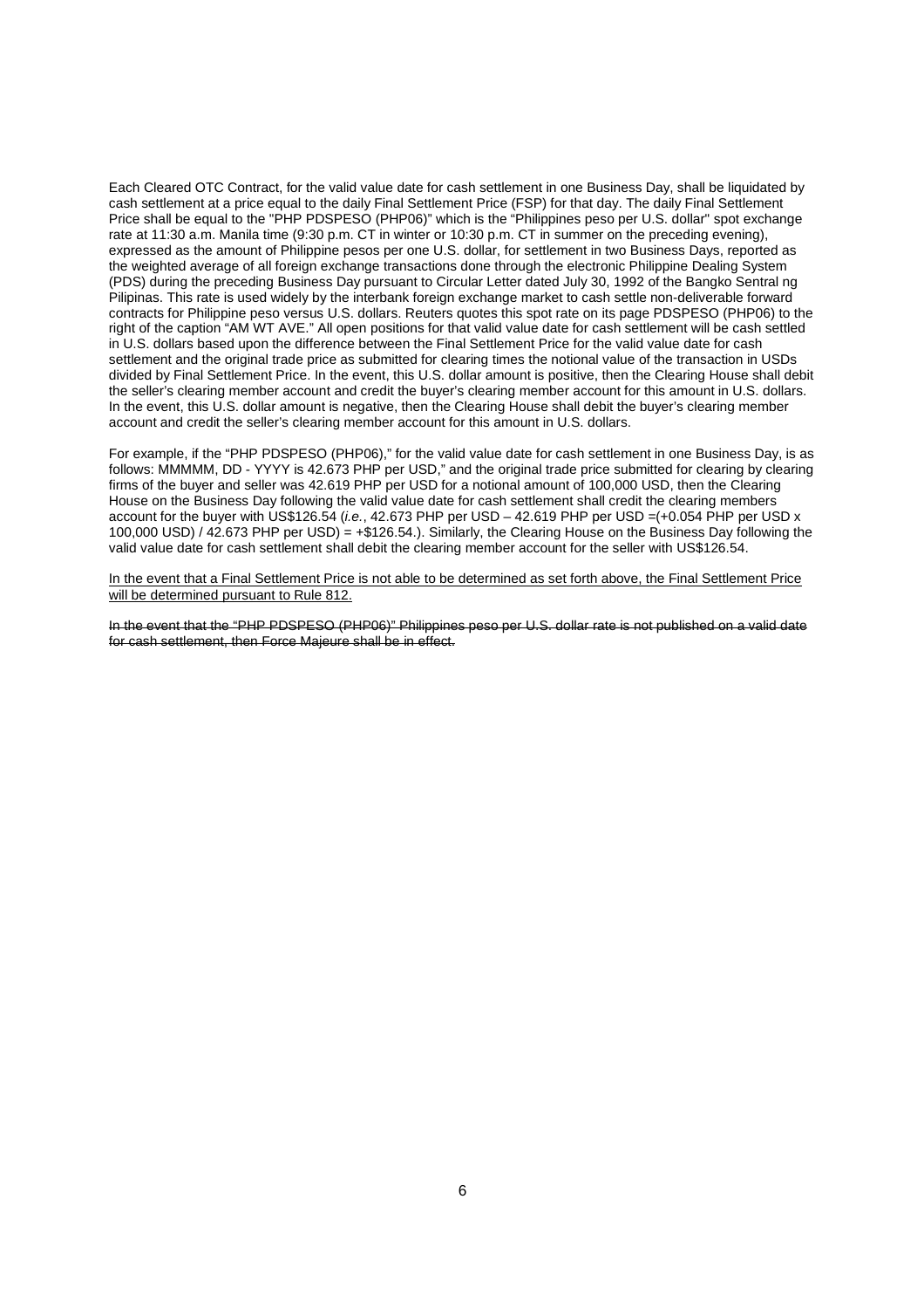Each Cleared OTC Contract, for the valid value date for cash settlement in one Business Day, shall be liquidated by cash settlement at a price equal to the daily Final Settlement Price (FSP) for that day. The daily Final Settlement Price shall be equal to the "PHP PDSPESO (PHP06)" which is the "Philippines peso per U.S. dollar" spot exchange rate at 11:30 a.m. Manila time (9:30 p.m. CT in winter or 10:30 p.m. CT in summer on the preceding evening), expressed as the amount of Philippine pesos per one U.S. dollar, for settlement in two Business Days, reported as the weighted average of all foreign exchange transactions done through the electronic Philippine Dealing System (PDS) during the preceding Business Day pursuant to Circular Letter dated July 30, 1992 of the Bangko Sentral ng Pilipinas. This rate is used widely by the interbank foreign exchange market to cash settle non-deliverable forward contracts for Philippine peso versus U.S. dollars. Reuters quotes this spot rate on its page PDSPESO (PHP06) to the right of the caption "AM WT AVE." All open positions for that valid value date for cash settlement will be cash settled in U.S. dollars based upon the difference between the Final Settlement Price for the valid value date for cash settlement and the original trade price as submitted for clearing times the notional value of the transaction in USDs divided by Final Settlement Price. In the event, this U.S. dollar amount is positive, then the Clearing House shall debit the seller's clearing member account and credit the buyer's clearing member account for this amount in U.S. dollars. In the event, this U.S. dollar amount is negative, then the Clearing House shall debit the buyer's clearing member account and credit the seller's clearing member account for this amount in U.S. dollars.

For example, if the "PHP PDSPESO (PHP06)," for the valid value date for cash settlement in one Business Day, is as follows: MMMMM, DD - YYYY is 42.673 PHP per USD," and the original trade price submitted for clearing by clearing firms of the buyer and seller was 42.619 PHP per USD for a notional amount of 100,000 USD, then the Clearing House on the Business Day following the valid value date for cash settlement shall credit the clearing members account for the buyer with US$126.54 (*i.e.*, 42.673 PHP per USD – 42.619 PHP per USD =(+0.054 PHP per USD x 100,000 USD) / 42.673 PHP per USD) = +$126.54.). Similarly, the Clearing House on the Business Day following the valid value date for cash settlement shall debit the clearing member account for the seller with US$126.54.

<u>In the event that a Final Settlement Price is not able to be determined as set forth above, the Final Settlement Price will be determined pursuant to Rule 812.</u>

~~In the event that the "PHP PDSPESO (PHP06)" Philippines peso per U.S. dollar rate is not published on a valid date for cash settlement, then Force Majeure shall be in effect.~~